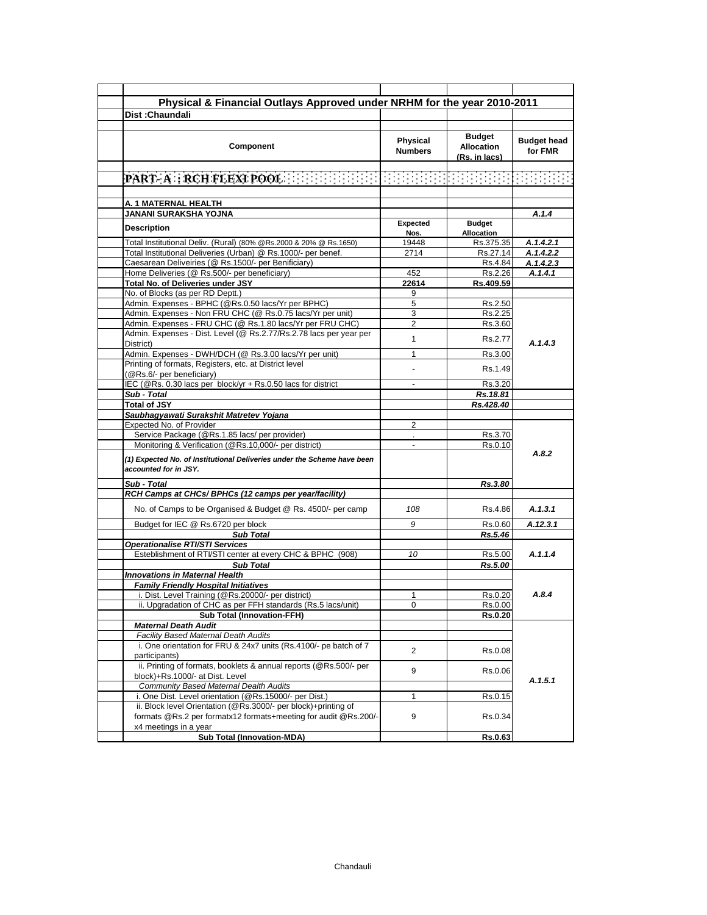## Physical & Financial Outlays Approved under NRHM for the year 2010-2011

**Dist :Chaundali**

| Component | Physical Numbers | Budget Allocation (Rs. in lacs) | Budget head for FMR |
|---|---|---|---|
| **PART- A : RCH FLEXI POOL** | | | |
| **A. 1 MATERNAL HEALTH** | | | |
| **JANANI SURAKSHA YOJNA** | | | *A.1.4* |
| **Description** | **Expected Nos.** | **Budget Allocation** | |
| Total Institutional Deliv. (Rural) (80% @Rs.2000 & 20% @ Rs.1650) | 19448 | Rs.375.35 | *A.1.4.2.1* |
| Total Institutional Deliveries (Urban) @ Rs.1000/- per benef. | 2714 | Rs.27.14 | *A.1.4.2.2* |
| Caesarean Deliveiries (@ Rs.1500/- per Benificiary) | | Rs.4.84 | *A.1.4.2.3* |
| Home Deliveries (@ Rs.500/- per beneficiary) | 452 | Rs.2.26 | *A.1.4.1* |
| **Total No. of Deliveries under JSY** | **22614** | **Rs.409.59** | |
| No. of Blocks (as per RD Deptt.) | 9 | | |
| Admin. Expenses - BPHC (@Rs.0.50 lacs/Yr per BPHC) | 5 | Rs.2.50 | *A.1.4.3* |
| Admin. Expenses - Non FRU CHC (@ Rs.0.75 lacs/Yr per unit) | 3 | Rs.2.25 | |
| Admin. Expenses - FRU CHC (@ Rs.1.80 lacs/Yr per FRU CHC) | 2 | Rs.3.60 | |
| Admin. Expenses - Dist. Level (@ Rs.2.77/Rs.2.78 lacs per year per District) | 1 | Rs.2.77 | |
| Admin. Expenses - DWH/DCH (@ Rs.3.00 lacs/Yr per unit) | 1 | Rs.3.00 | |
| Printing of formats, Registers, etc. at District level (@Rs.6/- per beneficiary) | - | Rs.1.49 | |
| IEC (@Rs. 0.30 lacs per block/yr + Rs.0.50 lacs for district | - | Rs.3.20 | |
| ***Sub - Total*** | | ***Rs.18.81*** | |
| **Total of JSY** | | ***Rs.428.40*** | |
| ***Saubhagyawati Surakshit Matretev Yojana*** | | | |
| Expected No. of Provider | 2 | | *A.8.2* |
| Service Package (@Rs.1.85 lacs/ per provider) | . | Rs.3.70 | |
| Monitoring & Verification (@Rs.10,000/- per district) | - | Rs.0.10 | |
| *(1) Expected No. of Institutional Deliveries under the Scheme have been accounted for in JSY.* | | | |
| ***Sub - Total*** | | ***Rs.3.80*** | |
| ***RCH Camps at CHCs/ BPHCs (12 camps per year/facility)*** | | | |
| No. of Camps to be Organised & Budget @ Rs. 4500/- per camp | *108* | Rs.4.86 | *A.1.3.1* |
| Budget for IEC @ Rs.6720 per block | *9* | Rs.0.60 | *A.12.3.1* |
| ***Sub Total*** | | ***Rs.5.46*** | |
| ***Operationalise RTI/STI Services*** | | | |
| Esteblishment of RTI/STI center at every CHC & BPHC (908) | *10* | Rs.5.00 | *A.1.1.4* |
| ***Sub Total*** | | ***Rs.5.00*** | |
| ***Innovations in Maternal Health*** | | | *A.8.4* |
| ***Family Friendly Hospital Initiatives*** | | | |
| i. Dist. Level Training (@Rs.20000/- per district) | 1 | Rs.0.20 | |
| ii. Upgradation of CHC as per FFH standards (Rs.5 lacs/unit) | 0 | Rs.0.00 | |
| **Sub Total (Innovation-FFH)** | | **Rs.0.20** | |
| ***Maternal Death Audit*** | | | *A.1.5.1* |
| *Facility Based Maternal Death Audits* | | | |
| i. One orientation for FRU & 24x7 units (Rs.4100/- pe batch of 7 participants) | 2 | Rs.0.08 | |
| ii. Printing of formats, booklets & annual reports (@Rs.500/- per block)+Rs.1000/- at Dist. Level | 9 | Rs.0.06 | |
| *Community Based Maternal Dealth Audits* | | | |
| i. One Dist. Level orientation (@Rs.15000/- per Dist.) | 1 | Rs.0.15 | |
| ii. Block level Orientation (@Rs.3000/- per block)+printing of formats @Rs.2 per formatx12 formats+meeting for audit @Rs.200/- x4 meetings in a year | 9 | Rs.0.34 | |
| **Sub Total (Innovation-MDA)** | | **Rs.0.63** | |

Chandauli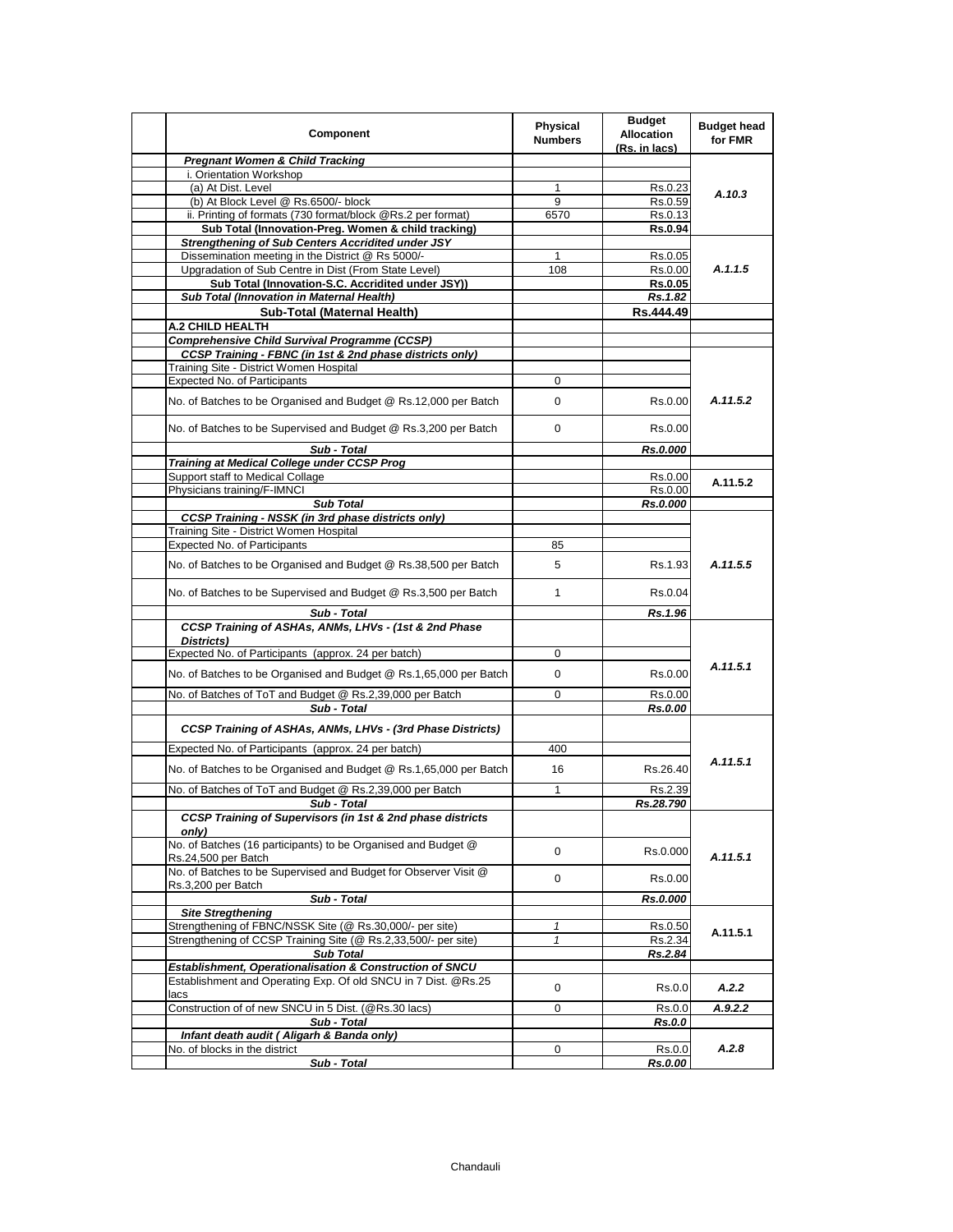| Component | Physical Numbers | Budget Allocation (Rs. in lacs) | Budget head for FMR |
|---|---|---|---|
| ***Pregnant Women & Child Tracking*** | | | |
| i. Orientation Workshop | | | A.10.3 |
| (a) At Dist. Level | 1 | Rs.0.23 | |
| (b) At Block Level @ Rs.6500/- block | 9 | Rs.0.59 | |
| ii. Printing of formats (730 format/block @Rs.2 per format) | 6570 | Rs.0.13 | |
| **Sub Total (Innovation-Preg. Women & child tracking)** | | **Rs.0.94** | |
| ***Strengthening of Sub Centers Accridited under JSY*** | | | A.1.1.5 |
| Dissemination meeting in the District @ Rs 5000/- | 1 | Rs.0.05 | |
| Upgradation of Sub Centre in Dist (From State Level) | 108 | Rs.0.00 | |
| **Sub Total (Innovation-S.C. Accridited under JSY))** | | **Rs.0.05** | |
| ***Sub Total (Innovation in Maternal Health)*** | | ***Rs.1.82*** | |
| **Sub-Total (Maternal Health)** | | **Rs.444.49** | |
| **A.2 CHILD HEALTH** | | | |
| ***Comprehensive Child Survival Programme (CCSP)*** | | | |
| ***CCSP Training - FBNC (in 1st & 2nd phase districts only)*** | | | A.11.5.2 |
| Training Site - District Women Hospital | | | |
| Expected No. of Participants | 0 | | |
| No. of Batches to be Organised and Budget @ Rs.12,000 per Batch | 0 | Rs.0.00 | |
| No. of Batches to be Supervised and Budget @ Rs.3,200 per Batch | 0 | Rs.0.00 | |
| ***Sub - Total*** | | ***Rs.0.000*** | |
| ***Training at Medical College under CCSP Prog*** | | | A.11.5.2 |
| Support staff to Medical Collage | | Rs.0.00 | |
| Physicians training/F-IMNCI | | Rs.0.00 | |
| ***Sub Total*** | | ***Rs.0.000*** | |
| ***CCSP Training - NSSK (in 3rd phase districts only)*** | | | A.11.5.5 |
| Training Site - District Women Hospital | | | |
| Expected No. of Participants | 85 | | |
| No. of Batches to be Organised and Budget @ Rs.38,500 per Batch | 5 | Rs.1.93 | |
| No. of Batches to be Supervised and Budget @ Rs.3,500 per Batch | 1 | Rs.0.04 | |
| ***Sub - Total*** | | ***Rs.1.96*** | |
| ***CCSP Training of ASHAs, ANMs, LHVs - (1st & 2nd Phase Districts)*** | | | A.11.5.1 |
| Expected No. of Participants (approx. 24 per batch) | 0 | | |
| No. of Batches to be Organised and Budget @ Rs.1,65,000 per Batch | 0 | Rs.0.00 | |
| No. of Batches of ToT and Budget @ Rs.2,39,000 per Batch | 0 | Rs.0.00 | |
| ***Sub - Total*** | | ***Rs.0.00*** | |
| ***CCSP Training of ASHAs, ANMs, LHVs - (3rd Phase Districts)*** | | | A.11.5.1 |
| Expected No. of Participants (approx. 24 per batch) | 400 | | |
| No. of Batches to be Organised and Budget @ Rs.1,65,000 per Batch | 16 | Rs.26.40 | |
| No. of Batches of ToT and Budget @ Rs.2,39,000 per Batch | 1 | Rs.2.39 | |
| ***Sub - Total*** | | ***Rs.28.790*** | |
| ***CCSP Training of Supervisors (in 1st & 2nd phase districts only)*** | | | A.11.5.1 |
| No. of Batches (16 participants) to be Organised and Budget @ Rs.24,500 per Batch | 0 | Rs.0.000 | |
| No. of Batches to be Supervised and Budget for Observer Visit @ Rs.3,200 per Batch | 0 | Rs.0.00 | |
| ***Sub - Total*** | | ***Rs.0.000*** | |
| ***Site Stregthening*** | | | A.11.5.1 |
| Strengthening of FBNC/NSSK Site (@ Rs.30,000/- per site) | *1* | Rs.0.50 | |
| Strengthening of CCSP Training Site (@ Rs.2,33,500/- per site) | *1* | Rs.2.34 | |
| ***Sub Total*** | | ***Rs.2.84*** | |
| ***Establishment, Operationalisation & Construction of SNCU*** | | | |
| Establishment and Operating Exp. Of old SNCU in 7 Dist. @Rs.25 lacs | 0 | Rs.0.0 | A.2.2 |
| Construction of of new SNCU in 5 Dist. (@Rs.30 lacs) | 0 | Rs.0.0 | A.9.2.2 |
| ***Sub - Total*** | | ***Rs.0.0*** | |
| ***Infant death audit ( Aligarh & Banda only)*** | | | A.2.8 |
| No. of blocks in the district | 0 | Rs.0.0 | |
| ***Sub - Total*** | | ***Rs.0.00*** | |

Chandauli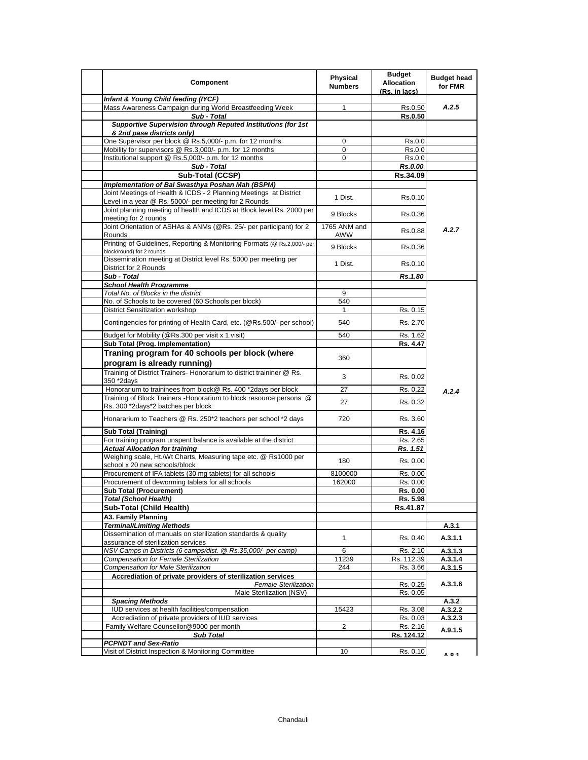| Component | Physical Numbers | Budget Allocation (Rs. in lacs) | Budget head for FMR |
|---|---|---|---|
| ***Infant & Young Child feeding (IYCF)*** | | | |
| Mass Awareness Campaign during World Breastfeeding Week | 1 | Rs.0.50 | *A.2.5* |
| ***Sub - Total*** | | **Rs.0.50** | |
| ***Supportive Supervision through Reputed Institutions (for 1st & 2nd pase districts only)*** | | | |
| One Supervisor per block @ Rs.5,000/- p.m. for 12 months | 0 | Rs.0.0 | |
| Mobility for supervisors @ Rs.3,000/- p.m. for 12 months | 0 | Rs.0.0 | |
| Institutional support @ Rs.5,000/- p.m. for 12 months | 0 | Rs.0.0 | |
| ***Sub - Total*** | | ***Rs.0.00*** | |
| **Sub-Total (CCSP)** | | **Rs.34.09** | |
| ***Implementation of Bal Swasthya Poshan Mah (BSPM)*** | | | |
| Joint Meetings of Health & ICDS - 2 Planning Meetings at District Level in a year @ Rs. 5000/- per meeting for 2 Rounds | 1 Dist. | Rs.0.10 | |
| Joint planning meeting of health and ICDS at Block level Rs. 2000 per meeting for 2 rounds | 9 Blocks | Rs.0.36 | |
| Joint Orientation of ASHAs & ANMs (@Rs. 25/- per participant) for 2 Rounds | 1765 ANM and AWW | Rs.0.88 | *A.2.7* |
| Printing of Guidelines, Reporting & Monitoring Formats (@ Rs.2,000/- per block/round) for 2 rounds | 9 Blocks | Rs.0.36 | |
| Dissemination meeting at District level Rs. 5000 per meeting per District for 2 Rounds | 1 Dist. | Rs.0.10 | |
| ***Sub - Total*** | | ***Rs.1.80*** | |
| ***School Health Programme*** | | | |
| *Total No. of Blocks in the district* | 9 | | |
| No. of Schools to be covered (60 Schools per block) | 540 | | |
| District Sensitization workshop | 1 | Rs. 0.15 | |
| Contingencies for printing of Health Card, etc. (@Rs.500/- per school) | 540 | Rs. 2.70 | |
| Budget for Mobility (@Rs.300 per visit x 1 visit) | 540 | Rs. 1.62 | |
| **Sub Total (Prog. Implementation)** | | **Rs. 4.47** | |
| **Traning program for 40 schools per block (where program is already running)** | 360 | | |
| Training of District Trainers- Honorarium to district traininer @ Rs. 350 *2days | 3 | Rs. 0.02 | |
| Honorarium to traininees from block@ Rs. 400 *2days per block | 27 | Rs. 0.22 | *A.2.4* |
| Training of Block Trainers -Honorarium to block resource persons @ Rs. 300 *2days*2 batches per block | 27 | Rs. 0.32 | |
| Honararium to Teachers @ Rs. 250*2 teachers per school *2 days | 720 | Rs. 3.60 | |
| **Sub Total (Training)** | | **Rs. 4.16** | |
| For training program unspent balance is available at the district | | Rs. 2.65 | |
| ***Actual Allocation for training*** | | ***Rs. 1.51*** | |
| Weighing scale, Ht./Wt Charts, Measuring tape etc. @ Rs1000 per school x 20 new schools/block | 180 | Rs. 0.00 | |
| Procurement of IFA tablets (30 mg tablets) for all schools | 8100000 | Rs. 0.00 | |
| Procurement of deworming tablets for all schools | 162000 | Rs. 0.00 | |
| **Sub Total (Procurement)** | | **Rs. 0.00** | |
| ***Total (School Health)*** | | **Rs. 5.98** | |
| **Sub-Total (Child Health)** | | **Rs.41.87** | |
| **A3. Family Planning** | | | |
| ***Terminal/Limiting Methods*** | | | **A.3.1** |
| Dissemination of manuals on sterilization standards & quality assurance of sterilization services | 1 | Rs. 0.40 | **A.3.1.1** |
| *NSV Camps in Districts (6 camps/dist. @ Rs.35,000/- per camp)* | 6 | Rs. 2.10 | **A.3.1.3** |
| *Compensation for Female Sterilization* | 11239 | Rs. 112.39 | **A.3.1.4** |
| *Compensation for Male Sterilization* | 244 | Rs. 3.66 | **A.3.1.5** |
| **Accrediation of private providers of sterilization services** | | | |
| *Female Sterilization* | | Rs. 0.25 | **A.3.1.6** |
| Male Sterilization (NSV) | | Rs. 0.05 | |
| ***Spacing Methods*** | | | **A.3.2** |
| IUD services at health facilities/compensation | 15423 | Rs. 3.08 | **A.3.2.2** |
| Accrediation of private providers of IUD services | | Rs. 0.03 | **A.3.2.3** |
| Family Welfare Counsellor@9000 per month | 2 | Rs. 2.16 | **A.9.1.5** |
| ***Sub Total*** | | **Rs. 124.12** | |
| ***PCPNDT and Sex-Ratio*** | | | |
| Visit of District Inspection & Monitoring Committee | 10 | Rs. 0.10 | **A.8.1** |

Chandauli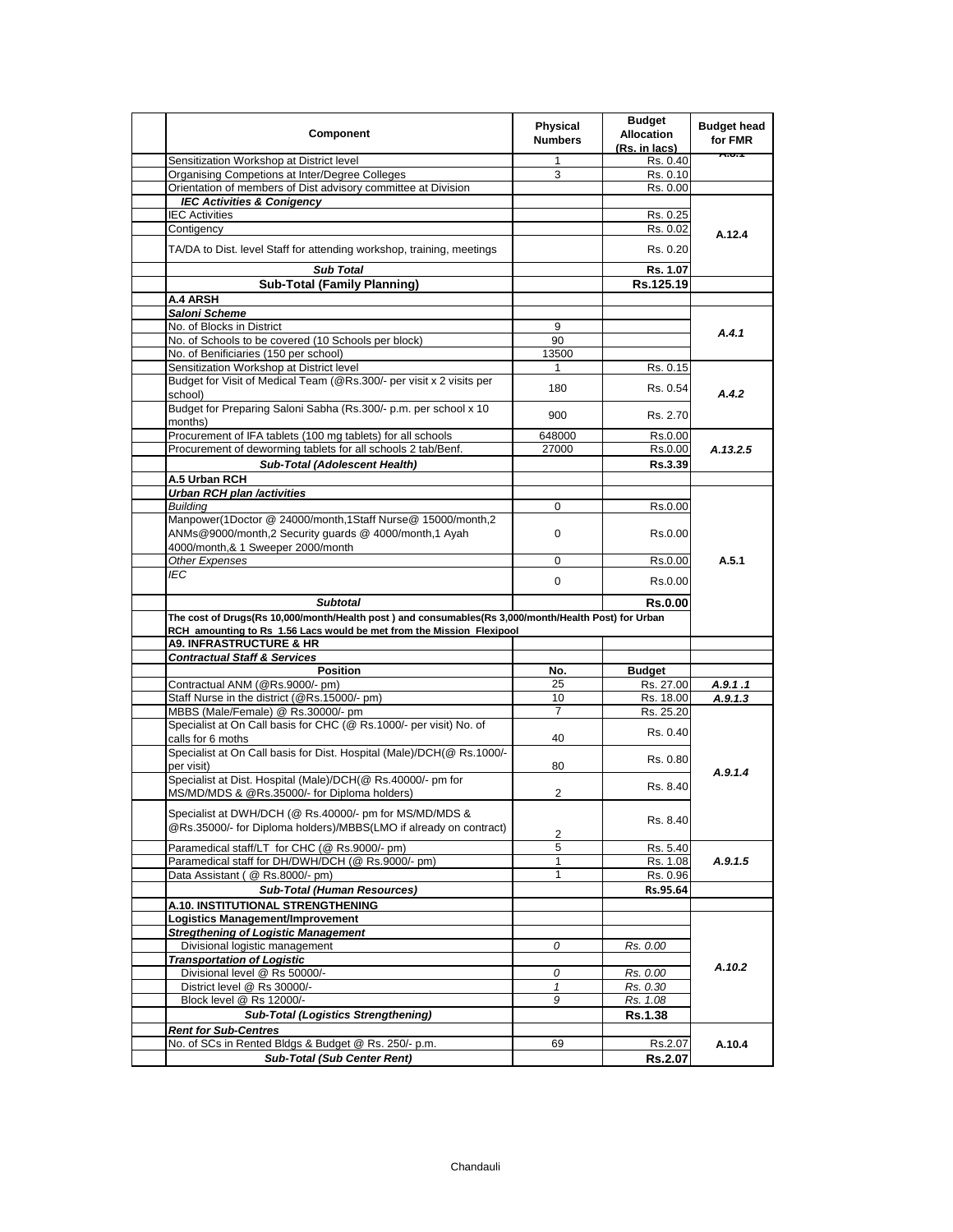| Component | Physical Numbers | Budget Allocation (Rs. in lacs) | Budget head for FMR |
|---|---|---|---|
| Sensitization Workshop at District level | 1 | Rs. 0.40 | A.3.1 |
| Organising Competions at Inter/Degree Colleges | 3 | Rs. 0.10 | |
| Orientation of members of Dist advisory committee at Division | | Rs. 0.00 | |
| ***IEC Activities & Conigency*** | | | A.12.4 |
| IEC Activities | | Rs. 0.25 | |
| Contigency | | Rs. 0.02 | |
| TA/DA to Dist. level Staff for attending workshop, training, meetings | | Rs. 0.20 | |
| ***Sub Total*** | | **Rs. 1.07** | |
| **Sub-Total (Family Planning)** | | **Rs.125.19** | |
| **A.4 ARSH** | | | |
| ***Saloni Scheme*** | | | A.4.1 |
| No. of Blocks in District | 9 | | |
| No. of Schools to be covered (10 Schools per block) | 90 | | |
| No. of Benificiaries (150 per school) | 13500 | | |
| Sensitization Workshop at District level | 1 | Rs. 0.15 | A.4.2 |
| Budget for Visit of Medical Team (@Rs.300/- per visit x 2 visits per school) | 180 | Rs. 0.54 | |
| Budget for Preparing Saloni Sabha (Rs.300/- p.m. per school x 10 months) | 900 | Rs. 2.70 | |
| Procurement of IFA tablets (100 mg tablets) for all schools | 648000 | Rs.0.00 | A.13.2.5 |
| Procurement of deworming tablets for all schools 2 tab/Benf. | 27000 | Rs.0.00 | |
| ***Sub-Total (Adolescent Health)*** | | **Rs.3.39** | |
| **A.5 Urban RCH** | | | |
| ***Urban RCH plan /activities*** | | | A.5.1 |
| *Building* | 0 | Rs.0.00 | |
| Manpower(1Doctor @ 24000/month,1Staff Nurse@ 15000/month,2 ANMs@9000/month,2 Security guards @ 4000/month,1 Ayah 4000/month,& 1 Sweeper 2000/month | 0 | Rs.0.00 | |
| *Other Expenses* | 0 | Rs.0.00 | |
| *IEC* | 0 | Rs.0.00 | |
| ***Subtotal*** | | **Rs.0.00** | |
| **The cost of Drugs(Rs 10,000/month/Health post ) and consumables(Rs 3,000/month/Health Post) for Urban RCH amounting to Rs 1.56 Lacs would be met from the Mission Flexipool** | | | |
| **A9. INFRASTRUCTURE & HR** | | | |
| ***Contractual Staff & Services*** | | | |
| **Position** | **No.** | **Budget** | |
| Contractual ANM (@Rs.9000/- pm) | 25 | Rs. 27.00 | *A.9.1 .1* |
| Staff Nurse in the district (@Rs.15000/- pm) | 10 | Rs. 18.00 | *A.9.1.3* |
| MBBS (Male/Female) @ Rs.30000/- pm | 7 | Rs. 25.20 | *A.9.1.4* |
| Specialist at On Call basis for CHC (@ Rs.1000/- per visit) No. of calls for 6 moths | 40 | Rs. 0.40 | |
| Specialist at On Call basis for Dist. Hospital (Male)/DCH(@ Rs.1000/- per visit) | 80 | Rs. 0.80 | |
| Specialist at Dist. Hospital (Male)/DCH(@ Rs.40000/- pm for MS/MD/MDS & @Rs.35000/- for Diploma holders) | 2 | Rs. 8.40 | |
| Specialist at DWH/DCH (@ Rs.40000/- pm for MS/MD/MDS & @Rs.35000/- for Diploma holders)/MBBS(LMO if already on contract) | 2 | Rs. 8.40 | |
| Paramedical staff/LT for CHC (@ Rs.9000/- pm) | 5 | Rs. 5.40 | *A.9.1.5* |
| Paramedical staff for DH/DWH/DCH (@ Rs.9000/- pm) | 1 | Rs. 1.08 | |
| Data Assistant ( @ Rs.8000/- pm) | 1 | Rs. 0.96 | |
| ***Sub-Total (Human Resources)*** | | **Rs.95.64** | |
| **A.10. INSTITUTIONAL STRENGTHENING** | | | |
| **Logistics Management/Improvement** | | | A.10.2 |
| ***Stregthening of Logistic Management*** | | | |
| *Divisional logistic management* | *0* | *Rs. 0.00* | |
| ***Transportation of Logistic*** | | | |
| *Divisional level @ Rs 50000/-* | *0* | *Rs. 0.00* | |
| *District level @ Rs 30000/-* | *1* | *Rs. 0.30* | |
| *Block level @ Rs 12000/-* | *9* | *Rs. 1.08* | |
| ***Sub-Total (Logistics Strengthening)*** | | **Rs.1.38** | |
| ***Rent for Sub-Centres*** | | | A.10.4 |
| No. of SCs in Rented Bldgs & Budget @ Rs. 250/- p.m. | 69 | Rs.2.07 | |
| ***Sub-Total (Sub Center Rent)*** | | **Rs.2.07** | |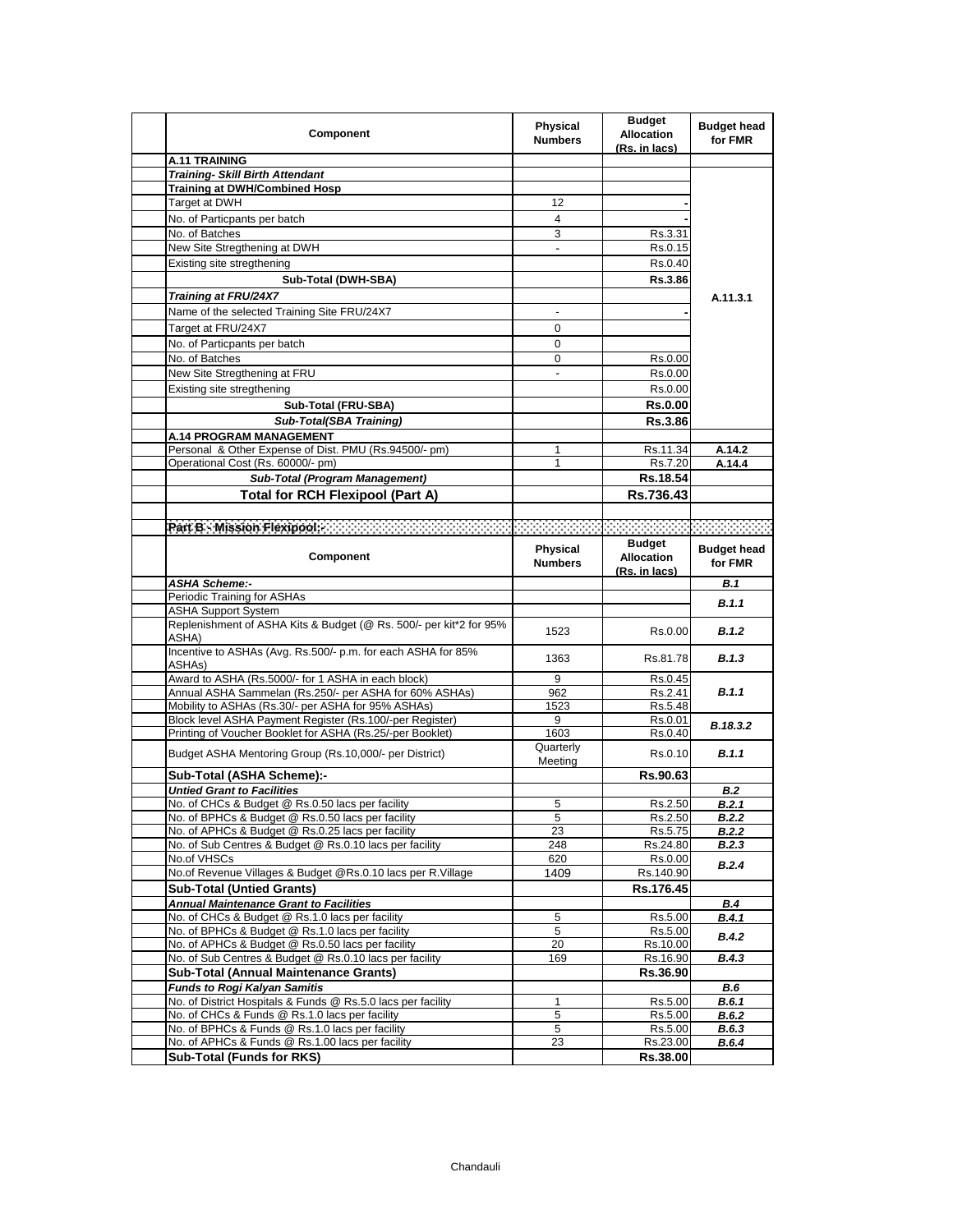| Component | Physical Numbers | Budget Allocation (Rs. in lacs) | Budget head for FMR |
|---|---|---|---|
| **A.11 TRAINING** | | | |
| ***Training- Skill Birth Attendant*** | | | A.11.3.1 |
| **Training at DWH/Combined Hosp** | | | |
| Target at DWH | 12 | - | |
| No. of Particpants per batch | 4 | - | |
| No. of Batches | 3 | Rs.3.31 | |
| New Site Stregthening at DWH | - | Rs.0.15 | |
| Existing site stregthening | | Rs.0.40 | |
| **Sub-Total (DWH-SBA)** | | **Rs.3.86** | |
| ***Training at FRU/24X7*** | | | |
| Name of the selected Training Site FRU/24X7 | - | - | |
| Target at FRU/24X7 | 0 | | |
| No. of Particpants per batch | 0 | | |
| No. of Batches | 0 | Rs.0.00 | |
| New Site Stregthening at FRU | - | Rs.0.00 | |
| Existing site stregthening | | Rs.0.00 | |
| **Sub-Total (FRU-SBA)** | | **Rs.0.00** | |
| ***Sub-Total(SBA Training)*** | | **Rs.3.86** | |
| **A.14 PROGRAM MANAGEMENT** | | | |
| Personal & Other Expense of Dist. PMU (Rs.94500/- pm) | 1 | Rs.11.34 | **A.14.2** |
| Operational Cost (Rs. 60000/- pm) | 1 | Rs.7.20 | **A.14.4** |
| ***Sub-Total (Program Management)*** | | **Rs.18.54** | |
| **Total for RCH Flexipool (Part A)** | | **Rs.736.43** | |
| | | | |
| **Part B - Mission Flexipool:-** | | | |

| Component | Physical Numbers | Budget Allocation (Rs. in lacs) | Budget head for FMR |
|---|---|---|---|
| ***ASHA Scheme:-*** | | | ***B.1*** |
| Periodic Training for ASHAs | | | ***B.1.1*** |
| ASHA Support System | | | |
| Replenishment of ASHA Kits & Budget (@ Rs. 500/- per kit*2 for 95% ASHA) | 1523 | Rs.0.00 | ***B.1.2*** |
| Incentive to ASHAs (Avg. Rs.500/- p.m. for each ASHA for 85% ASHAs) | 1363 | Rs.81.78 | ***B.1.3*** |
| Award to ASHA (Rs.5000/- for 1 ASHA in each block) | 9 | Rs.0.45 | ***B.1.1*** |
| Annual ASHA Sammelan (Rs.250/- per ASHA for 60% ASHAs) | 962 | Rs.2.41 | |
| Mobility to ASHAs (Rs.30/- per ASHA for 95% ASHAs) | 1523 | Rs.5.48 | |
| Block level ASHA Payment Register (Rs.100/-per Register) | 9 | Rs.0.01 | ***B.18.3.2*** |
| Printing of Voucher Booklet for ASHA (Rs.25/-per Booklet) | 1603 | Rs.0.40 | |
| Budget ASHA Mentoring Group (Rs.10,000/- per District) | Quarterly Meeting | Rs.0.10 | ***B.1.1*** |
| **Sub-Total (ASHA Scheme):-** | | **Rs.90.63** | |
| ***Untied Grant to Facilities*** | | | ***B.2*** |
| No. of CHCs & Budget @ Rs.0.50 lacs per facility | 5 | Rs.2.50 | ***B.2.1*** |
| No. of BPHCs & Budget @ Rs.0.50 lacs per facility | 5 | Rs.2.50 | ***B.2.2*** |
| No. of APHCs & Budget @ Rs.0.25 lacs per facility | 23 | Rs.5.75 | ***B.2.2*** |
| No. of Sub Centres & Budget @ Rs.0.10 lacs per facility | 248 | Rs.24.80 | ***B.2.3*** |
| No.of VHSCs | 620 | Rs.0.00 | ***B.2.4*** |
| No.of Revenue Villages & Budget @Rs.0.10 lacs per R.Village | 1409 | Rs.140.90 | |
| **Sub-Total (Untied Grants)** | | **Rs.176.45** | |
| ***Annual Maintenance Grant to Facilities*** | | | ***B.4*** |
| No. of CHCs & Budget @ Rs.1.0 lacs per facility | 5 | Rs.5.00 | ***B.4.1*** |
| No. of BPHCs & Budget @ Rs.1.0 lacs per facility | 5 | Rs.5.00 | ***B.4.2*** |
| No. of APHCs & Budget @ Rs.0.50 lacs per facility | 20 | Rs.10.00 | |
| No. of Sub Centres & Budget @ Rs.0.10 lacs per facility | 169 | Rs.16.90 | ***B.4.3*** |
| **Sub-Total (Annual Maintenance Grants)** | | **Rs.36.90** | |
| ***Funds to Rogi Kalyan Samitis*** | | | ***B.6*** |
| No. of District Hospitals & Funds @ Rs.5.0 lacs per facility | 1 | Rs.5.00 | ***B.6.1*** |
| No. of CHCs & Funds @ Rs.1.0 lacs per facility | 5 | Rs.5.00 | ***B.6.2*** |
| No. of BPHCs & Funds @ Rs.1.0 lacs per facility | 5 | Rs.5.00 | ***B.6.3*** |
| No. of APHCs & Funds @ Rs.1.00 lacs per facility | 23 | Rs.23.00 | ***B.6.4*** |
| **Sub-Total (Funds for RKS)** | | **Rs.38.00** | |

Chandauli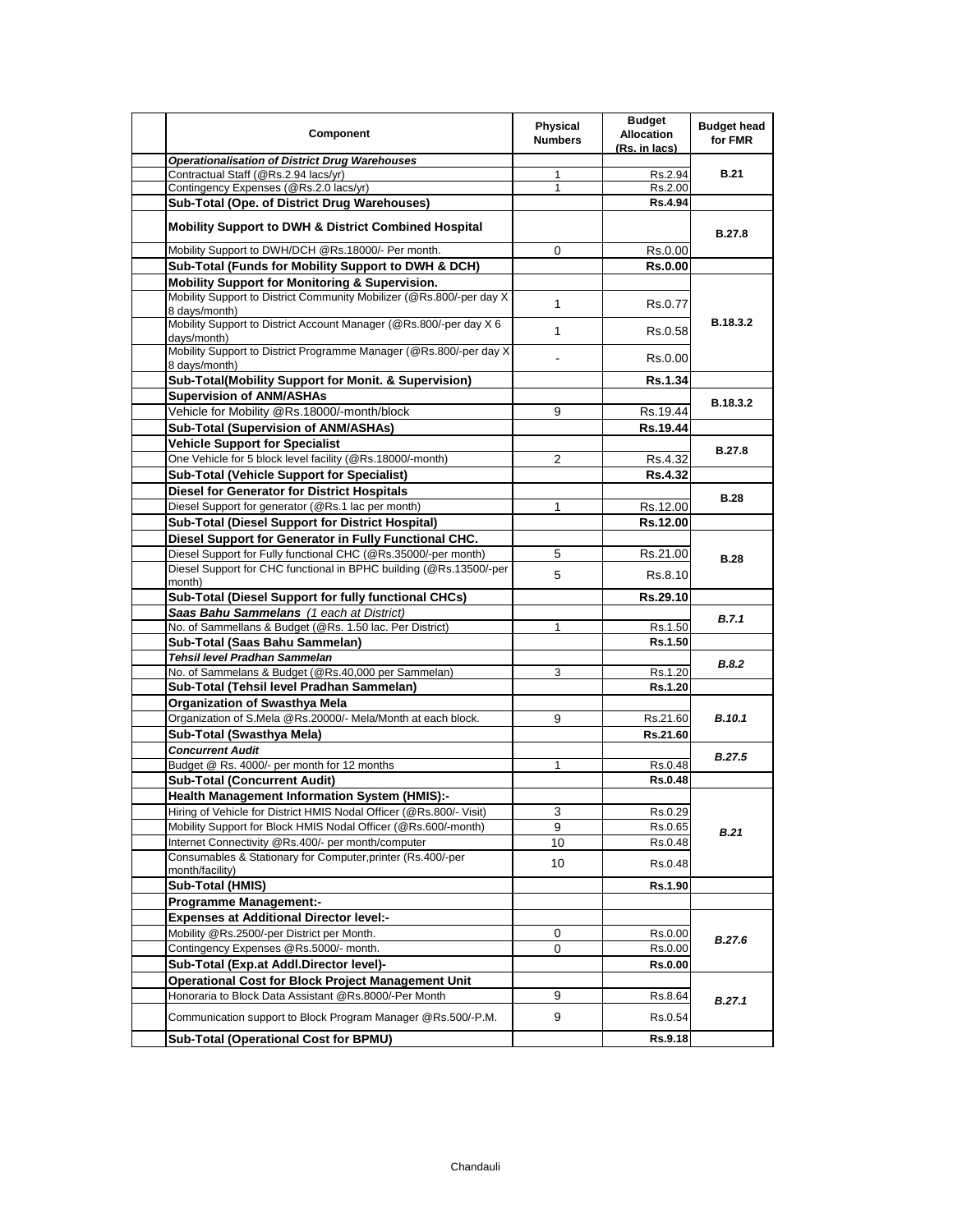| Component | Physical Numbers | Budget Allocation (Rs. in lacs) | Budget head for FMR |
|---|---|---|---|
| ***Operationalisation of District Drug Warehouses*** | | | |
| Contractual Staff (@Rs.2.94 lacs/yr) | 1 | Rs.2.94 | **B.21** |
| Contingency Expenses (@Rs.2.0 lacs/yr) | 1 | Rs.2.00 | |
| **Sub-Total (Ope. of District Drug Warehouses)** | | **Rs.4.94** | |
| **Mobility Support to DWH & District Combined Hospital** | | | **B.27.8** |
| Mobility Support to DWH/DCH @Rs.18000/- Per month. | 0 | Rs.0.00 | |
| **Sub-Total (Funds for Mobility Support to DWH & DCH)** | | **Rs.0.00** | |
| **Mobility Support for Monitoring & Supervision.** | | | |
| Mobility Support to District Community Mobilizer (@Rs.800/-per day X 8 days/month) | 1 | Rs.0.77 | **B.18.3.2** |
| Mobility Support to District Account Manager (@Rs.800/-per day X 6 days/month) | 1 | Rs.0.58 | |
| Mobility Support to District Programme Manager (@Rs.800/-per day X 8 days/month) | - | Rs.0.00 | |
| **Sub-Total(Mobility Support for Monit. & Supervision)** | | **Rs.1.34** | |
| **Supervision of ANM/ASHAs** | | | **B.18.3.2** |
| Vehicle for Mobility @Rs.18000/-month/block | 9 | Rs.19.44 | |
| **Sub-Total (Supervision of ANM/ASHAs)** | | **Rs.19.44** | |
| **Vehicle Support for Specialist** | | | **B.27.8** |
| One Vehicle for 5 block level facility (@Rs.18000/-month) | 2 | Rs.4.32 | |
| **Sub-Total (Vehicle Support for Specialist)** | | **Rs.4.32** | |
| **Diesel for Generator for District Hospitals** | | | **B.28** |
| Diesel Support for generator (@Rs.1 lac per month) | 1 | Rs.12.00 | |
| **Sub-Total (Diesel Support for District Hospital)** | | **Rs.12.00** | |
| **Diesel Support for Generator in Fully Functional CHC.** | | | |
| Diesel Support for Fully functional CHC (@Rs.35000/-per month) | 5 | Rs.21.00 | **B.28** |
| Diesel Support for CHC functional in BPHC building (@Rs.13500/-per month) | 5 | Rs.8.10 | |
| **Sub-Total (Diesel Support for fully functional CHCs)** | | **Rs.29.10** | |
| ***Saas Bahu Sammelans*** *(1 each at District)* | | | ***B.7.1*** |
| No. of Sammellans & Budget (@Rs. 1.50 lac. Per District) | 1 | Rs.1.50 | |
| **Sub-Total (Saas Bahu Sammelan)** | | **Rs.1.50** | |
| ***Tehsil level Pradhan Sammelan*** | | | ***B.8.2*** |
| No. of Sammelans & Budget (@Rs.40,000 per Sammelan) | 3 | Rs.1.20 | |
| **Sub-Total (Tehsil level Pradhan Sammelan)** | | **Rs.1.20** | |
| **Organization of Swasthya Mela** | | | |
| Organization of S.Mela @Rs.20000/- Mela/Month at each block. | 9 | Rs.21.60 | ***B.10.1*** |
| **Sub-Total (Swasthya Mela)** | | **Rs.21.60** | |
| ***Concurrent Audit*** | | | ***B.27.5*** |
| Budget @ Rs. 4000/- per month for 12 months | 1 | Rs.0.48 | |
| **Sub-Total (Concurrent Audit)** | | **Rs.0.48** | |
| **Health Management Information System (HMIS):-** | | | |
| Hiring of Vehicle for District HMIS Nodal Officer (@Rs.800/- Visit) | 3 | Rs.0.29 | ***B.21*** |
| Mobility Support for Block HMIS Nodal Officer (@Rs.600/-month) | 9 | Rs.0.65 | |
| Internet Connectivity @Rs.400/- per month/computer | 10 | Rs.0.48 | |
| Consumables & Stationary for Computer,printer (Rs.400/-per month/facility) | 10 | Rs.0.48 | |
| **Sub-Total (HMIS)** | | **Rs.1.90** | |
| **Programme Management:-** | | | |
| **Expenses at Additional Director level:-** | | | |
| Mobility @Rs.2500/-per District per Month. | 0 | Rs.0.00 | ***B.27.6*** |
| Contingency Expenses @Rs.5000/- month. | 0 | Rs.0.00 | |
| **Sub-Total (Exp.at Addl.Director level)-** | | **Rs.0.00** | |
| **Operational Cost for Block Project Management Unit** | | | |
| Honoraria to Block Data Assistant @Rs.8000/-Per Month | 9 | Rs.8.64 | ***B.27.1*** |
| Communication support to Block Program Manager @Rs.500/-P.M. | 9 | Rs.0.54 | |
| **Sub-Total (Operational Cost for BPMU)** | | **Rs.9.18** | |

Chandauli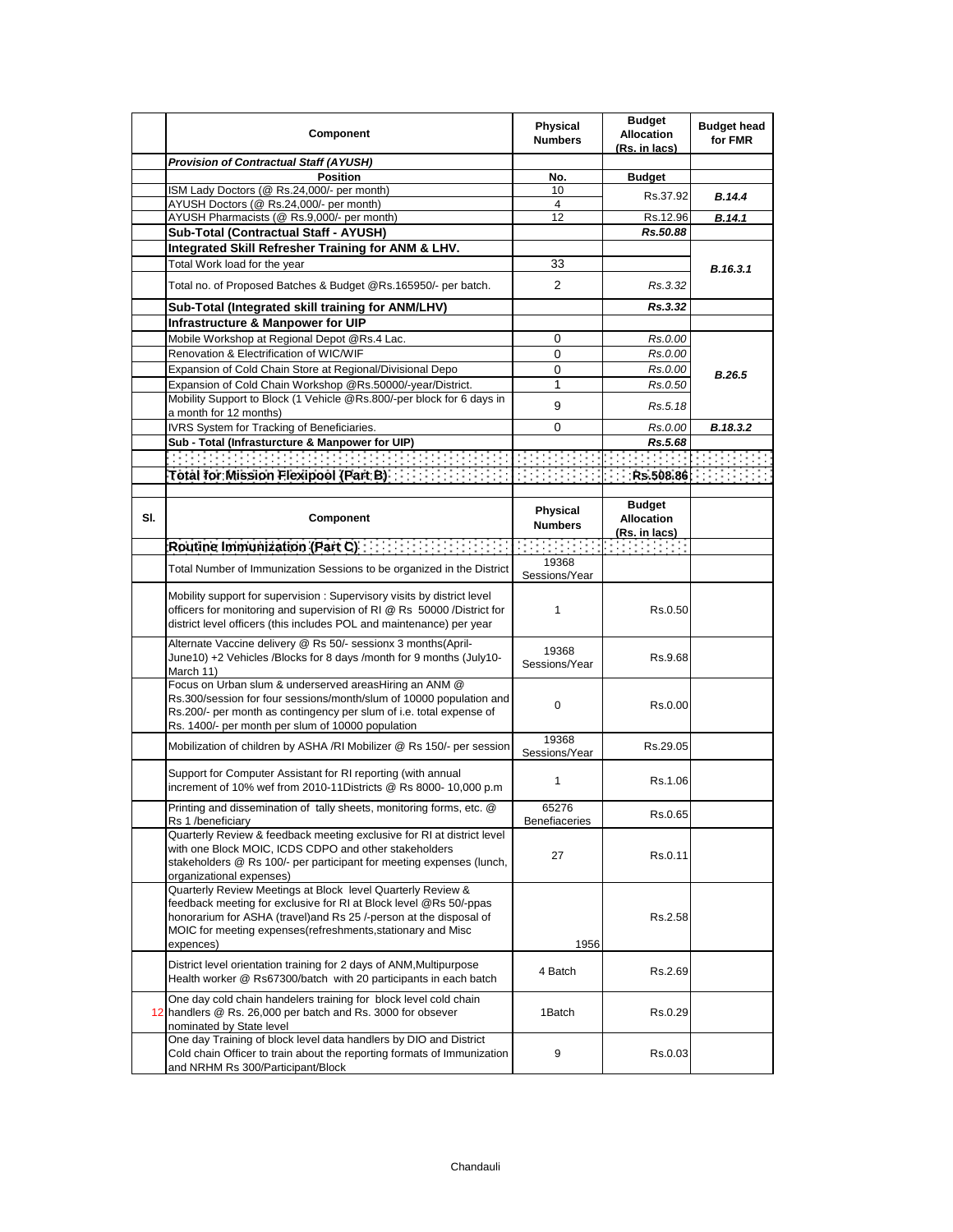| | Component | Physical Numbers | Budget Allocation (Rs. in lacs) | Budget head for FMR |
|---|---|---|---|---|
| | ***Provision of Contractual Staff (AYUSH)*** | | | |
| | **Position** | **No.** | **Budget** | |
| | ISM Lady Doctors (@ Rs.24,000/- per month) | 10 | Rs.37.92 | ***B.14.4*** |
| | AYUSH Doctors (@ Rs.24,000/- per month) | 4 | | |
| | AYUSH Pharmacists (@ Rs.9,000/- per month) | 12 | Rs.12.96 | ***B.14.1*** |
| | **Sub-Total (Contractual Staff - AYUSH)** | | ***Rs.50.88*** | |
| | **Integrated Skill Refresher Training for ANM & LHV.** | | | ***B.16.3.1*** |
| | Total Work load for the year | 33 | | |
| | Total no. of Proposed Batches & Budget @Rs.165950/- per batch. | 2 | *Rs.3.32* | |
| | **Sub-Total (Integrated skill training for ANM/LHV)** | | ***Rs.3.32*** | |
| | **Infrastructure & Manpower for UIP** | | | |
| | Mobile Workshop at Regional Depot @Rs.4 Lac. | 0 | *Rs.0.00* | ***B.26.5*** |
| | Renovation & Electrification of WIC/WIF | 0 | *Rs.0.00* | |
| | Expansion of Cold Chain Store at Regional/Divisional Depo | 0 | *Rs.0.00* | |
| | Expansion of Cold Chain Workshop @Rs.50000/-year/District. | 1 | *Rs.0.50* | |
| | Mobility Support to Block (1 Vehicle @Rs.800/-per block for 6 days in a month for 12 months) | 9 | *Rs.5.18* | |
| | IVRS System for Tracking of Beneficiaries. | 0 | *Rs.0.00* | ***B.18.3.2*** |
| | **Sub - Total (Infrasturcture & Manpower for UIP)** | | ***Rs.5.68*** | |
| | | | | |
| | **Total for Mission Flexipool (Part B)** | | **Rs.508.86** | |

| Sl. | Component | Physical Numbers | Budget Allocation (Rs. in lacs) | |
|---|---|---|---|---|
| | **Routine Immunization (Part C)** | | | |
| | Total Number of Immunization Sessions to be organized in the District | 19368 Sessions/Year | | |
| | Mobility support for supervision : Supervisory visits by district level officers for monitoring and supervision of RI @ Rs 50000 /District for district level officers (this includes POL and maintenance) per year | 1 | Rs.0.50 | |
| | Alternate Vaccine delivery @ Rs 50/- sessionx 3 months(April-June10) +2 Vehicles /Blocks for 8 days /month for 9 months (July10-March 11) | 19368 Sessions/Year | Rs.9.68 | |
| | Focus on Urban slum & underserved areasHiring an ANM @ Rs.300/session for four sessions/month/slum of 10000 population and Rs.200/- per month as contingency per slum of i.e. total expense of Rs. 1400/- per month per slum of 10000 population | 0 | Rs.0.00 | |
| | Mobilization of children by ASHA /RI Mobilizer @ Rs 150/- per session | 19368 Sessions/Year | Rs.29.05 | |
| | Support for Computer Assistant for RI reporting (with annual increment of 10% wef from 2010-11Districts @ Rs 8000- 10,000 p.m | 1 | Rs.1.06 | |
| | Printing and dissemination of tally sheets, monitoring forms, etc. @ Rs 1 /beneficiary | 65276 Benefiaceries | Rs.0.65 | |
| | Quarterly Review & feedback meeting exclusive for RI at district level with one Block MOIC, ICDS CDPO and other stakeholders stakeholders @ Rs 100/- per participant for meeting expenses (lunch, organizational expenses) | 27 | Rs.0.11 | |
| | Quarterly Review Meetings at Block level Quarterly Review & feedback meeting for exclusive for RI at Block level @Rs 50/-ppas honorarium for ASHA (travel)and Rs 25 /-person at the disposal of MOIC for meeting expenses(refreshments,stationary and Misc expences) | 1956 | Rs.2.58 | |
| | District level orientation training for 2 days of ANM,Multipurpose Health worker @ Rs67300/batch with 20 participants in each batch | 4 Batch | Rs.2.69 | |
| 12 | One day cold chain handelers training for block level cold chain handlers @ Rs. 26,000 per batch and Rs. 3000 for obsever nominated by State level | 1Batch | Rs.0.29 | |
| | One day Training of block level data handlers by DIO and District Cold chain Officer to train about the reporting formats of Immunization and NRHM Rs 300/Participant/Block | 9 | Rs.0.03 | |

Chandauli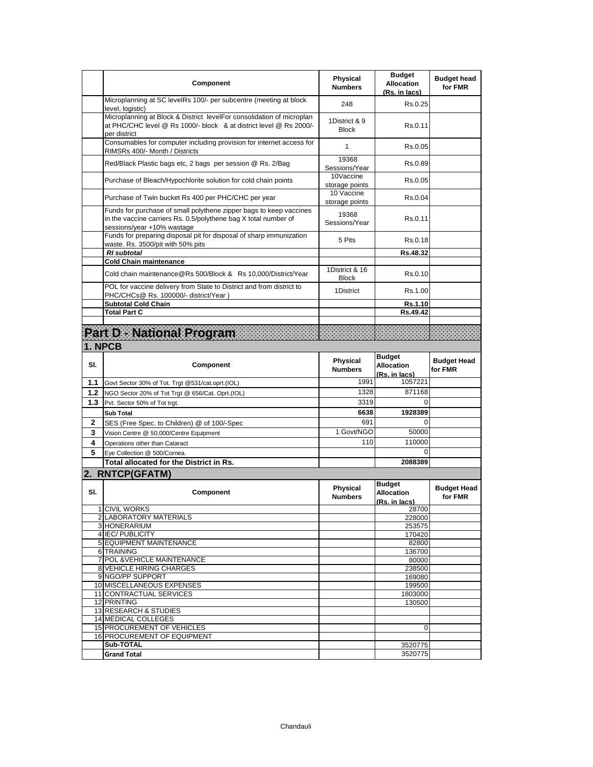|  | Component | Physical Numbers | Budget Allocation (Rs. in lacs) | Budget head for FMR |
|---|---|---|---|---|
|  | Microplanning at SC levelRs 100/- per subcentre (meeting at block level, logistic) | 248 | Rs.0.25 |  |
|  | Microplanning at Block & District levelFor consolidation of microplan at PHC/CHC level @ Rs 1000/- block & at district level @ Rs 2000/- per district | 1District & 9 Block | Rs.0.11 |  |
|  | Consumables for computer including provision for internet access for RIMSRs 400/- Month / Districts | 1 | Rs.0.05 |  |
|  | Red/Black Plastic bags etc, 2 bags per session @ Rs. 2/Bag | 19368 Sessions/Year | Rs.0.89 |  |
|  | Purchase of Bleach/Hypochlorite solution for cold chain points | 10Vaccine storage points | Rs.0.05 |  |
|  | Purchase of Twin bucket Rs 400 per PHC/CHC per year | 10 Vaccine storage points | Rs.0.04 |  |
|  | Funds for purchase of small polythene zipper bags to keep vaccines in the vaccine carriers Rs. 0.5/polythene bag X total number of sessions/year +10% wastage | 19368 Sessions/Year | Rs.0.11 |  |
|  | Funds for preparing disposal pit for disposal of sharp immunization waste. Rs. 3500/pit with 50% pits | 5 Pits | Rs.0.18 |  |
|  | ***RI subtotal*** |  | **Rs.48.32** |  |
|  | **Cold Chain maintenance** |  |  |  |
|  | Cold chain maintenance@Rs 500/Block & Rs 10,000/District/Year | 1District & 16 Block | Rs.0.10 |  |
|  | POL for vaccine delivery from State to District and from district to PHC/CHCs@ Rs. 100000/- district/Year ) | 1District | Rs.1.00 |  |
|  | **Subtotal Cold Chain** |  | **Rs.1.10** |  |
|  | **Total Part C** |  | **Rs.49.42** |  |

# Part D - National Program

## 1. NPCB

| Sl. | Component | Physical Numbers | Budget Allocation (Rs. in lacs) | Budget Head for FMR |
|---|---|---|---|---|
| **1.1** | Govt Sector 30% of Tot. Trgt @531/cat.oprt.(IOL) | 1991 | 1057221 |  |
| **1.2** | NGO Sector 20% of Tot Trgt @ 656/Cat. Oprt.(IOL) | 1328 | 871168 |  |
| **1.3** | Pvt. Sector 50% of Tot trgt. | 3319 | 0 |  |
|  | **Sub Total** | **6638** | **1928389** |  |
| **2** | SES (Free Spec. to Children) @ of 100/-Spec | 691 | 0 |  |
| **3** | Vision Centre @ 50,000/Centre Equipment | 1 Govt/NGO | 50000 |  |
| **4** | Operations other than Cataract | 110 | 110000 |  |
| **5** | Eye Collection @ 500/Cornea. |  | 0 |  |
|  | **Total allocated for the District in Rs.** |  | **2088389** |  |

## 2. RNTCP(GFATM)

| Sl. | Component | Physical Numbers | Budget Allocation (Rs. in lacs) | Budget Head for FMR |
|---|---|---|---|---|
| 1 | CIVIL WORKS |  | 28700 |  |
| 2 | LABORATORY MATERIALS |  | 228000 |  |
| 3 | HONERARIUM |  | 253575 |  |
| 4 | IEC/ PUBLICITY |  | 170420 |  |
| 5 | EQUIPMENT MAINTENANCE |  | 82800 |  |
| 6 | TRAINING |  | 136700 |  |
| 7 | POL &VEHICLE MAINTENANCE |  | 80000 |  |
| 8 | VEHICLE HIRING CHARGES |  | 238500 |  |
| 9 | NGO/PP SUPPORT |  | 169080 |  |
| 10 | MISCELLANEOUS EXPENSES |  | 199500 |  |
| 11 | CONTRACTUAL SERVICES |  | 1803000 |  |
| 12 | PRINTING |  | 130500 |  |
| 13 | RESEARCH & STUDIES |  |  |  |
| 14 | MEDICAL COLLEGES |  |  |  |
| 15 | PROCUREMENT OF VEHICLES |  | 0 |  |
| 16 | PROCUREMENT OF EQUIPMENT |  |  |  |
|  | **Sub-TOTAL** |  | 3520775 |  |
|  | **Grand Total** |  | 3520775 |  |

Chandauli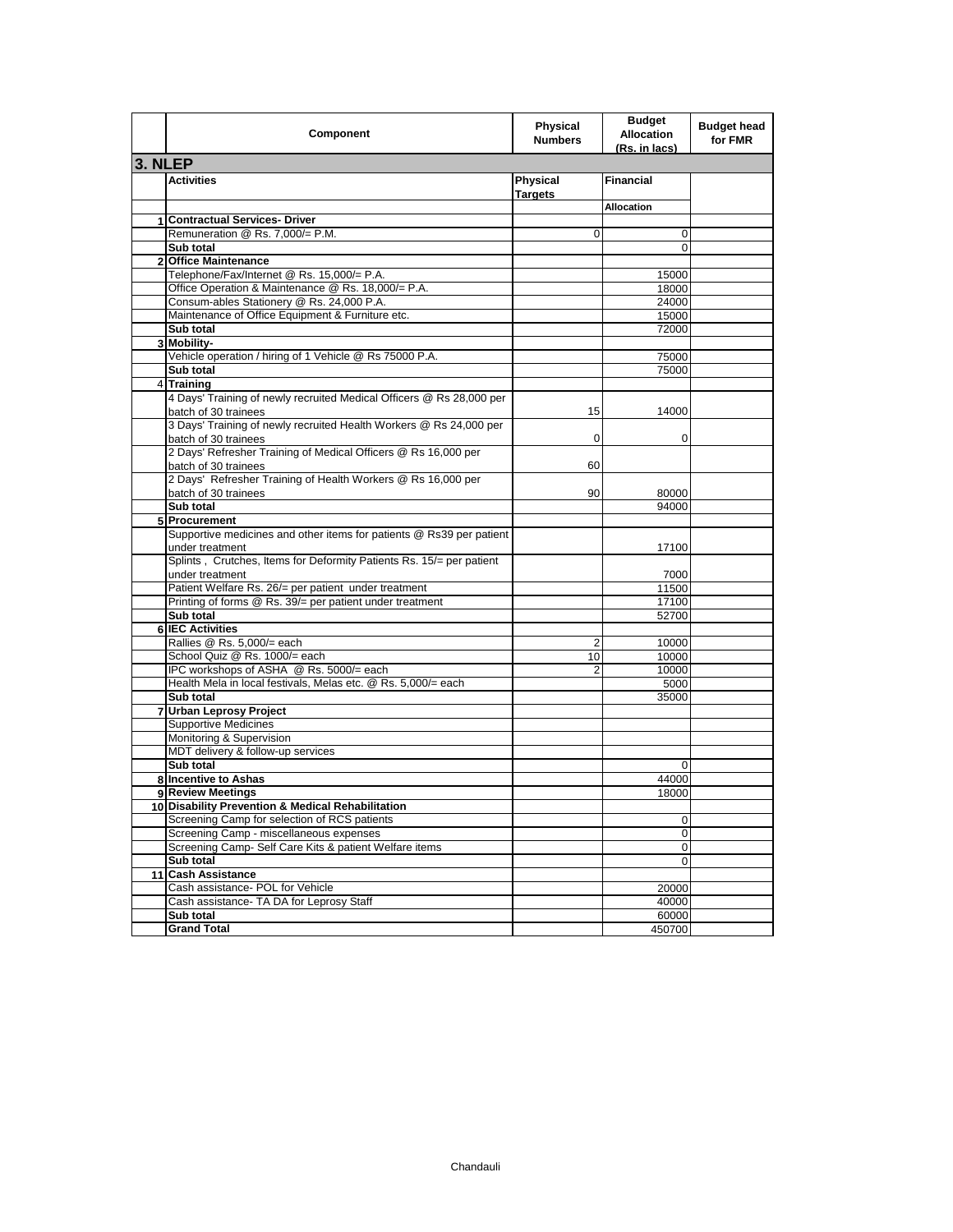| | Component | Physical Numbers | Budget Allocation (Rs. in lacs) | Budget head for FMR |
|---|---|---|---|---|
| **3. NLEP** | | | | |
| | **Activities** | **Physical Targets** | **Financial** | |
| | | | **Allocation** | |
| **1** | **Contractual Services- Driver** | | | |
| | Remuneration @ Rs. 7,000/= P.M. | 0 | 0 | |
| | **Sub total** | | 0 | |
| **2** | **Office Maintenance** | | | |
| | Telephone/Fax/Internet @ Rs. 15,000/= P.A. | | 15000 | |
| | Office Operation & Maintenance @ Rs. 18,000/= P.A. | | 18000 | |
| | Consum-ables Stationery @ Rs. 24,000 P.A. | | 24000 | |
| | Maintenance of Office Equipment & Furniture etc. | | 15000 | |
| | **Sub total** | | 72000 | |
| **3** | **Mobility-** | | | |
| | Vehicle operation / hiring of 1 Vehicle @ Rs 75000 P.A. | | 75000 | |
| | **Sub total** | | 75000 | |
| 4 | **Training** | | | |
| | 4 Days' Training of newly recruited Medical Officers @ Rs 28,000 per batch of 30 trainees | 15 | 14000 | |
| | 3 Days' Training of newly recruited Health Workers @ Rs 24,000 per batch of 30 trainees | 0 | 0 | |
| | 2 Days' Refresher Training of Medical Officers @ Rs 16,000 per batch of 30 trainees | 60 | | |
| | 2 Days' Refresher Training of Health Workers @ Rs 16,000 per batch of 30 trainees | 90 | 80000 | |
| | **Sub total** | | 94000 | |
| **5** | **Procurement** | | | |
| | Supportive medicines and other items for patients @ Rs39 per patient under treatment | | 17100 | |
| | Splints , Crutches, Items for Deformity Patients Rs. 15/= per patient under treatment | | 7000 | |
| | Patient Welfare Rs. 26/= per patient under treatment | | 11500 | |
| | Printing of forms @ Rs. 39/= per patient under treatment | | 17100 | |
| | **Sub total** | | 52700 | |
| **6** | **IEC Activities** | | | |
| | Rallies @ Rs. 5,000/= each | 2 | 10000 | |
| | School Quiz @ Rs. 1000/= each | 10 | 10000 | |
| | IPC workshops of ASHA @ Rs. 5000/= each | 2 | 10000 | |
| | Health Mela in local festivals, Melas etc. @ Rs. 5,000/= each | | 5000 | |
| | **Sub total** | | 35000 | |
| **7** | **Urban Leprosy Project** | | | |
| | Supportive Medicines | | | |
| | Monitoring & Supervision | | | |
| | MDT delivery & follow-up services | | | |
| | **Sub total** | | 0 | |
| **8** | **Incentive to Ashas** | | 44000 | |
| **9** | **Review Meetings** | | 18000 | |
| **10** | **Disability Prevention & Medical Rehabilitation** | | | |
| | Screening Camp for selection of RCS patients | | 0 | |
| | Screening Camp - miscellaneous expenses | | 0 | |
| | Screening Camp- Self Care Kits & patient Welfare items | | 0 | |
| | **Sub total** | | 0 | |
| **11** | **Cash Assistance** | | | |
| | Cash assistance- POL for Vehicle | | 20000 | |
| | Cash assistance- TA DA for Leprosy Staff | | 40000 | |
| | **Sub total** | | 60000 | |
| | **Grand Total** | | 450700 | |

Chandauli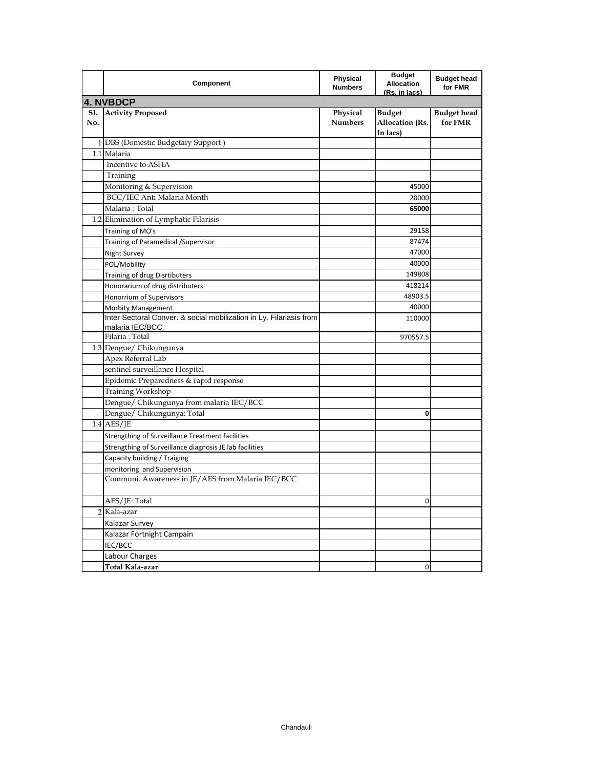| | Component | Physical Numbers | Budget Allocation (Rs. in lacs) | Budget head for FMR |
|---|---|---|---|---|
| **4. NVBDCP** | | | | |
| Sl. No. | Activity Proposed | Physical Numbers | Budget Allocation (Rs. In lacs) | Budget head for FMR |
| 1 | DBS (Domestic Budgetary Support ) | | | |
| 1.1 | Malaria | | | |
| | Incentive to ASHA | | | |
| | Training | | | |
| | Monitoring & Supervision | | 45000 | |
| | BCC/IEC Anti Malaria Month | | 20000 | |
| | Malaria : Total | | **65000** | |
| 1.2 | Elimination of Lymphatic Filarisis | | | |
| | Training of MO's | | 29158 | |
| | Training of Paramedical /Supervisor | | 87474 | |
| | Night Survey | | 47000 | |
| | POL/Mobility | | 40000 | |
| | Training of drug Disrtibuters | | 149808 | |
| | Honorarium of drug distributers | | 418214 | |
| | Honorrium of Supervisors | | 48903.5 | |
| | Morbity Management | | 40000 | |
| | Inter Sectoral Conver. & social mobilization in Ly. Filariasis from malaria IEC/BCC | | 110000 | |
| | Filaria : Total | | 970557.5 | |
| 1.3 | Dengue/ Chikungunya | | | |
| | Apex Referral Lab | | | |
| | sentinel surveillance Hospital | | | |
| | Epidemic Preparedness & rapid response | | | |
| | Training Workshop | | | |
| | Dengue/ Chikungunya from malaria IEC/BCC | | | |
| | Dengue/ Chikungunya: Total | | **0** | |
| 1.4 | AES/JE | | | |
| | Strengthing of Surveillance Treatment facilities | | | |
| | Strengthing of Surveillance diagnosis JE lab facilities | | | |
| | Capacity building / Traiging | | | |
| | monitoring and Supervision | | | |
| | Communi. Awareness in JE/AES from Malaria IEC/BCC | | | |
| | AES/JE: Total | | 0 | |
| 2 | Kala-azar | | | |
| | Kalazar Survey | | | |
| | Kalazar Fortnight Campain | | | |
| | IEC/BCC | | | |
| | Labour Charges | | | |
| | **Total Kala-azar** | | 0 | |

Chandauli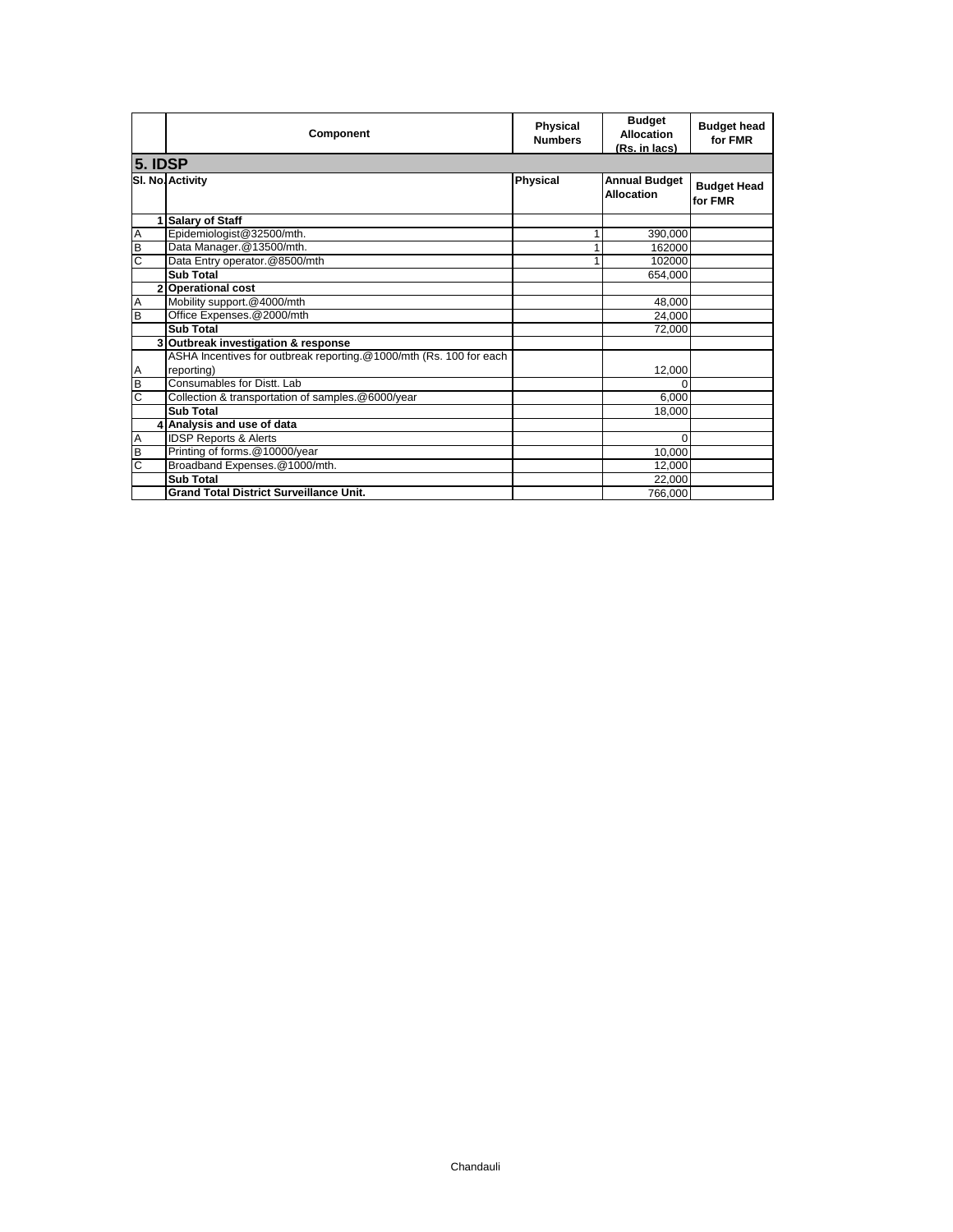| | Component | Physical Numbers | Budget Allocation (Rs. in lacs) | Budget head for FMR |
|---|---|---|---|---|
| **5. IDSP** | | | | |
| **Sl. No.** | **Activity** | **Physical** | **Annual Budget Allocation** | **Budget Head for FMR** |
| **1** | **Salary of Staff** | | | |
| A | Epidemiologist@32500/mth. | 1 | 390,000 | |
| B | Data Manager.@13500/mth. | 1 | 162000 | |
| C | Data Entry operator.@8500/mth | 1 | 102000 | |
| | **Sub Total** | | 654,000 | |
| **2** | **Operational cost** | | | |
| A | Mobility support.@4000/mth | | 48,000 | |
| B | Office Expenses.@2000/mth | | 24,000 | |
| | **Sub Total** | | 72,000 | |
| **3** | **Outbreak investigation & response** | | | |
| A | ASHA Incentives for outbreak reporting.@1000/mth (Rs. 100 for each reporting) | | 12,000 | |
| B | Consumables for Distt. Lab | | 0 | |
| C | Collection & transportation of samples.@6000/year | | 6,000 | |
| | **Sub Total** | | 18,000 | |
| **4** | **Analysis and use of data** | | | |
| A | IDSP Reports & Alerts | | 0 | |
| B | Printing of forms.@10000/year | | 10,000 | |
| C | Broadband Expenses.@1000/mth. | | 12,000 | |
| | **Sub Total** | | 22,000 | |
| | **Grand Total District Surveillance Unit.** | | 766,000 | |

Chandauli